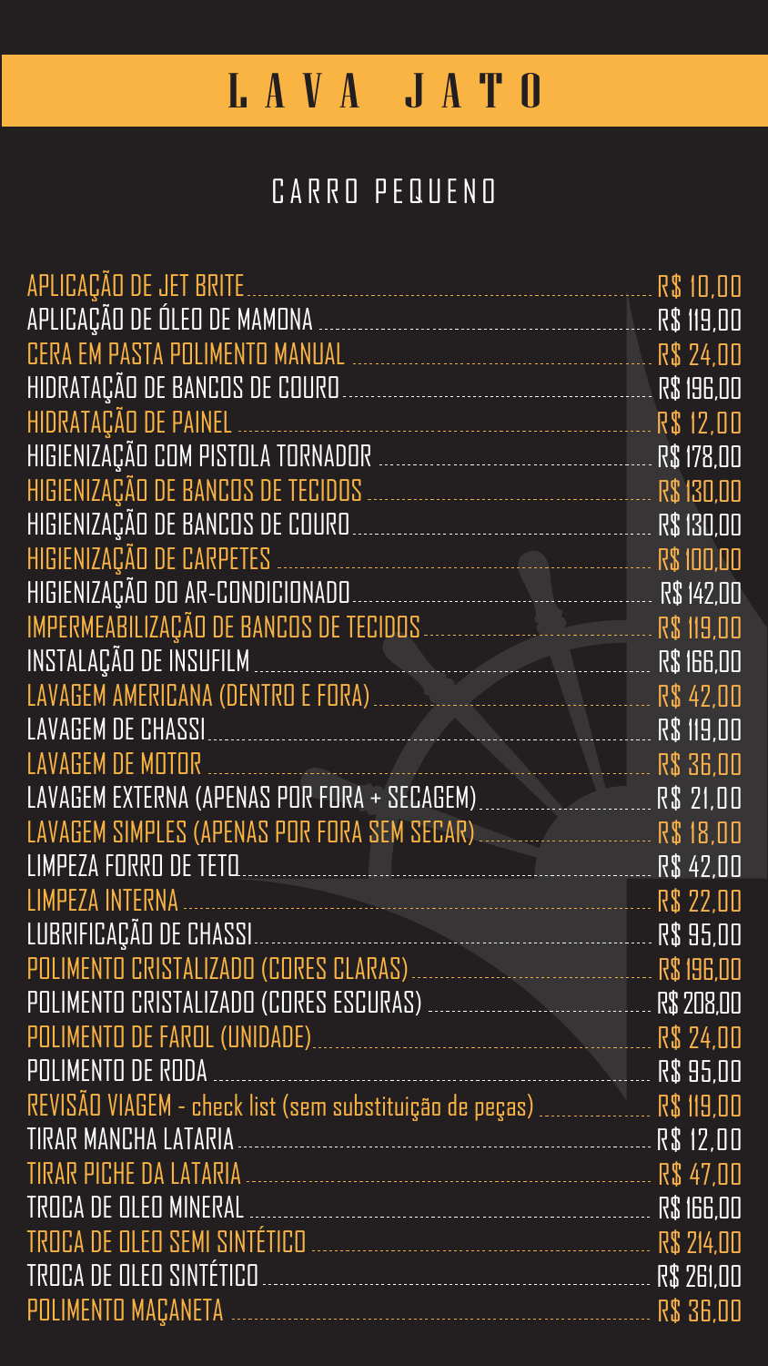# LAVA JATO

## CARRO PEQUENO

| Serviço | Preço |
| --- | --- |
| APLICAÇÃO DE JET BRITE | R$ 10,00 |
| APLICAÇÃO DE ÓLEO DE MAMONA | R$ 119,00 |
| CERA EM PASTA POLIMENTO MANUAL | R$ 24,00 |
| HIDRATAÇÃO DE BANCOS DE COURO | R$ 196,00 |
| HIDRATAÇÃO DE PAINEL | R$ 12,00 |
| HIGIENIZAÇÃO COM PISTOLA TORNADOR | R$ 178,00 |
| HIGIENIZAÇÃO DE BANCOS DE TECIDOS | R$ 130,00 |
| HIGIENIZAÇÃO DE BANCOS DE COURO | R$ 130,00 |
| HIGIENIZAÇÃO DE CARPETES | R$ 100,00 |
| HIGIENIZAÇÃO DO AR-CONDICIONADO | R$ 142,00 |
| IMPERMEABILIZAÇÃO DE BANCOS DE TECIDOS | R$ 119,00 |
| INSTALAÇÃO DE INSUFILM | R$ 166,00 |
| LAVAGEM AMERICANA (DENTRO E FORA) | R$ 42,00 |
| LAVAGEM DE CHASSI | R$ 119,00 |
| LAVAGEM DE MOTOR | R$ 36,00 |
| LAVAGEM EXTERNA (APENAS POR FORA + SECAGEM) | R$ 21,00 |
| LAVAGEM SIMPLES (APENAS POR FORA SEM SECAR) | R$ 18,00 |
| LIMPEZA FORRO DE TETO | R$ 42,00 |
| LIMPEZA INTERNA | R$ 22,00 |
| LUBRIFICAÇÃO DE CHASSI | R$ 95,00 |
| POLIMENTO CRISTALIZADO (CORES CLARAS) | R$ 196,00 |
| POLIMENTO CRISTALIZADO (CORES ESCURAS) | R$ 208,00 |
| POLIMENTO DE FAROL (UNIDADE) | R$ 24,00 |
| POLIMENTO DE RODA | R$ 95,00 |
| REVISÃO VIAGEM - check list (sem substituição de peças) | R$ 119,00 |
| TIRAR MANCHA LATARIA | R$ 12,00 |
| TIRAR PICHE DA LATARIA | R$ 47,00 |
| TROCA DE OLEO MINERAL | R$ 166,00 |
| TROCA DE OLEO SEMI SINTÉTICO | R$ 214,00 |
| TROCA DE OLEO SINTÉTICO | R$ 261,00 |
| POLIMENTO MAÇANETA | R$ 36,00 |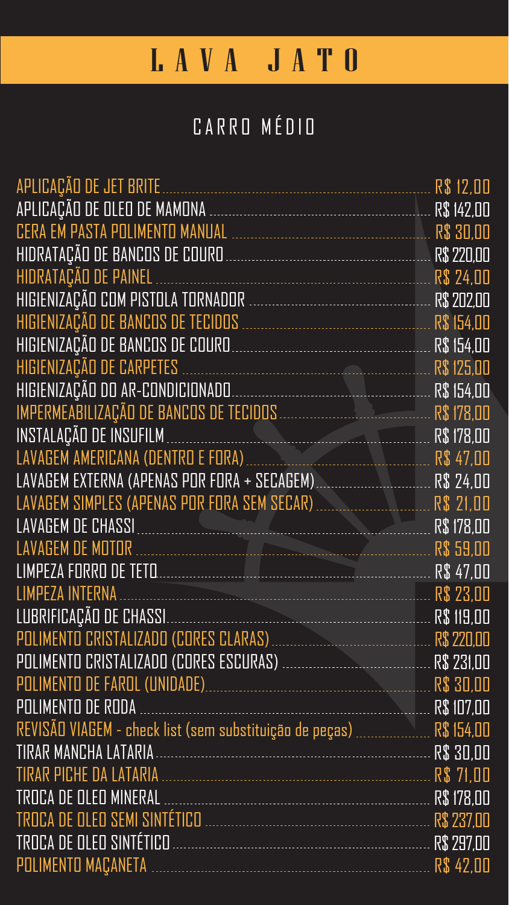# LAVA JATO

## CARRO MÉDIO

| Serviço | Preço |
| --- | --- |
| APLICAÇÃO DE JET BRITE | R$ 12,00 |
| APLICAÇÃO DE OLEO DE MAMONA | R$ 142,00 |
| CERA EM PASTA POLIMENTO MANUAL | R$ 30,00 |
| HIDRATAÇÃO DE BANCOS DE COURO | R$ 220,00 |
| HIDRATAÇÃO DE PAINEL | R$ 24,00 |
| HIGIENIZAÇÃO COM PISTOLA TORNADOR | R$ 202,00 |
| HIGIENIZAÇÃO DE BANCOS DE TECIDOS | R$ 154,00 |
| HIGIENIZAÇÃO DE BANCOS DE COURO | R$ 154,00 |
| HIGIENIZAÇÃO DE CARPETES | R$ 125,00 |
| HIGIENIZAÇÃO DO AR-CONDICIONADO | R$ 154,00 |
| IMPERMEABILIZAÇÃO DE BANCOS DE TECIDOS | R$ 178,00 |
| INSTALAÇÃO DE INSUFILM | R$ 178,00 |
| LAVAGEM AMERICANA (DENTRO E FORA) | R$ 47,00 |
| LAVAGEM EXTERNA (APENAS POR FORA + SECAGEM) | R$ 24,00 |
| LAVAGEM SIMPLES (APENAS POR FORA SEM SECAR) | R$ 21,00 |
| LAVAGEM DE CHASSI | R$ 178,00 |
| LAVAGEM DE MOTOR | R$ 59,00 |
| LIMPEZA FORRO DE TETO | R$ 47,00 |
| LIMPEZA INTERNA | R$ 23,00 |
| LUBRIFICAÇÃO DE CHASSI | R$ 119,00 |
| POLIMENTO CRISTALIZADO (CORES CLARAS) | R$ 220,00 |
| POLIMENTO CRISTALIZADO (CORES ESCURAS) | R$ 231,00 |
| POLIMENTO DE FAROL (UNIDADE) | R$ 30,00 |
| POLIMENTO DE RODA | R$ 107,00 |
| REVISÃO VIAGEM - check list (sem substituição de peças) | R$ 154,00 |
| TIRAR MANCHA LATARIA | R$ 30,00 |
| TIRAR PICHE DA LATARIA | R$ 71,00 |
| TROCA DE OLEO MINERAL | R$ 178,00 |
| TROCA DE OLEO SEMI SINTÉTICO | R$ 237,00 |
| TROCA DE OLEO SINTÉTICO | R$ 297,00 |
| POLIMENTO MAÇANETA | R$ 42,00 |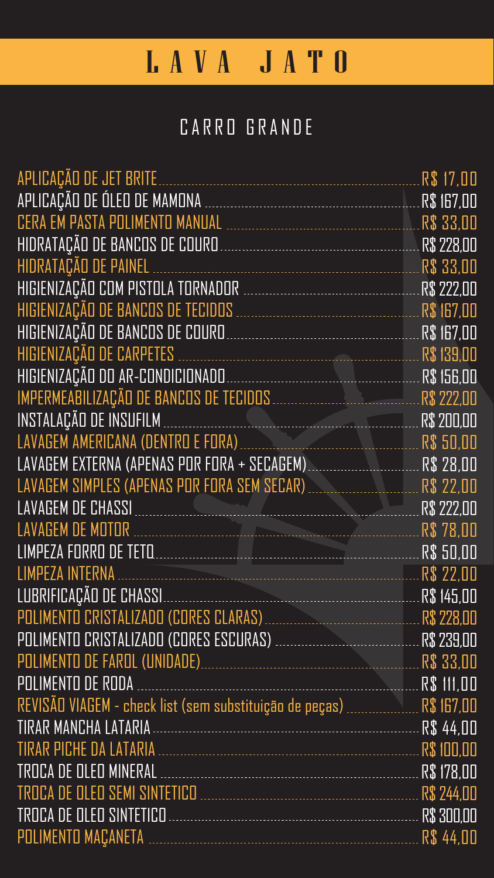# LAVA JATO

## CARRO GRANDE

| | |
|---|---|
| APLICAÇÃO DE JET BRITE | R$ 17,00 |
| APLICAÇÃO DE ÓLEO DE MAMONA | R$ 167,00 |
| CERA EM PASTA POLIMENTO MANUAL | R$ 33,00 |
| HIDRATAÇÃO DE BANCOS DE COURO | R$ 228,00 |
| HIDRATAÇÃO DE PAINEL | R$ 33,00 |
| HIGIENIZAÇÃO COM PISTOLA TORNADOR | R$ 222,00 |
| HIGIENIZAÇÃO DE BANCOS DE TECIDOS | R$ 167,00 |
| HIGIENIZAÇÃO DE BANCOS DE COURO | R$ 167,00 |
| HIGIENIZAÇÃO DE CARPETES | R$ 139,00 |
| HIGIENIZAÇÃO DO AR-CONDICIONADO | R$ 156,00 |
| IMPERMEABILIZAÇÃO DE BANCOS DE TECIDOS | R$ 222,00 |
| INSTALAÇÃO DE INSUFILM | R$ 200,00 |
| LAVAGEM AMERICANA (DENTRO E FORA) | R$ 50,00 |
| LAVAGEM EXTERNA (APENAS POR FORA + SECAGEM) | R$ 28,00 |
| LAVAGEM SIMPLES (APENAS POR FORA SEM SECAR) | R$ 22,00 |
| LAVAGEM DE CHASSI | R$ 222,00 |
| LAVAGEM DE MOTOR | R$ 78,00 |
| LIMPEZA FORRO DE TETO | R$ 50,00 |
| LIMPEZA INTERNA | R$ 22,00 |
| LUBRIFICAÇÃO DE CHASSI | R$ 145,00 |
| POLIMENTO CRISTALIZADO (CORES CLARAS) | R$ 228,00 |
| POLIMENTO CRISTALIZADO (CORES ESCURAS) | R$ 239,00 |
| POLIMENTO DE FAROL (UNIDADE) | R$ 33,00 |
| POLIMENTO DE RODA | R$ 111,00 |
| REVISÃO VIAGEM - check list (sem substituição de peças) | R$ 167,00 |
| TIRAR MANCHA LATARIA | R$ 44,00 |
| TIRAR PICHE DA LATARIA | R$ 100,00 |
| TROCA DE OLEO MINERAL | R$ 178,00 |
| TROCA DE OLEO SEMI SINTETICO | R$ 244,00 |
| TROCA DE OLEO SINTETICO | R$ 300,00 |
| POLIMENTO MAÇANETA | R$ 44,00 |